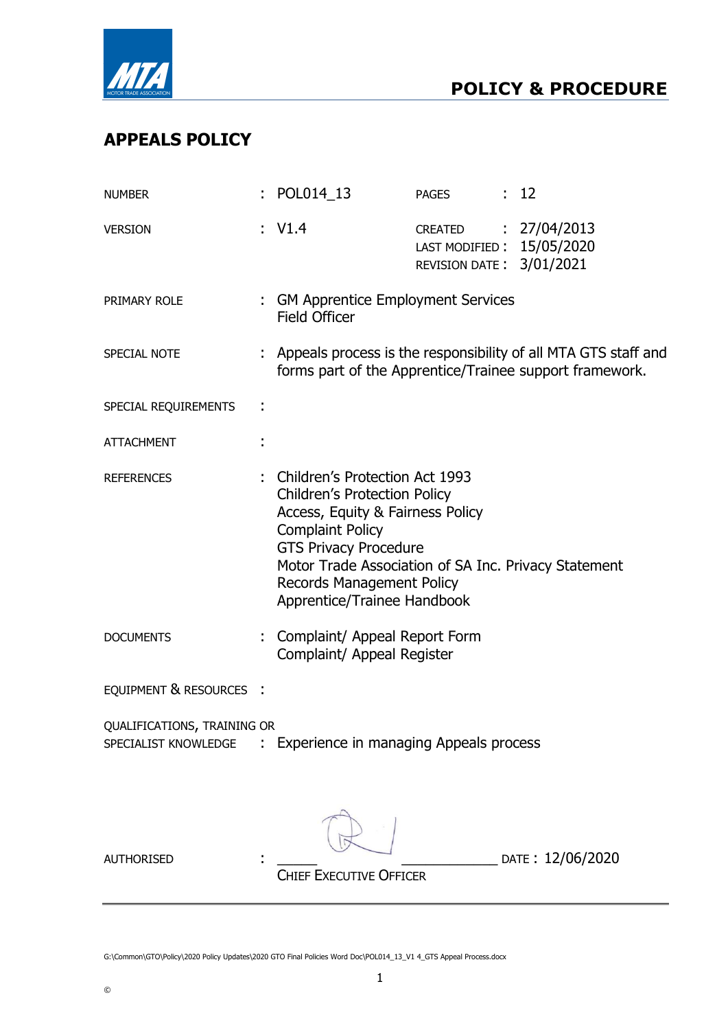# POLICY & PROCEDURE

## APPEALS POLICY

| | | | | |
|---|---|---|---|---|
| NUMBER | : POL014_13 | PAGES | : | 12 |
| VERSION | : V1.4 | CREATED | : | 27/04/2013 |
| | | LAST MODIFIED | : | 15/05/2020 |
| | | REVISION DATE | : | 3/01/2021 |

PRIMARY ROLE : GM Apprentice Employment Services
Field Officer

SPECIAL NOTE : Appeals process is the responsibility of all MTA GTS staff and forms part of the Apprentice/Trainee support framework.

SPECIAL REQUIREMENTS :

ATTACHMENT :

REFERENCES : Children's Protection Act 1993
Children's Protection Policy
Access, Equity & Fairness Policy
Complaint Policy
GTS Privacy Procedure
Motor Trade Association of SA Inc. Privacy Statement
Records Management Policy
Apprentice/Trainee Handbook

DOCUMENTS : Complaint/ Appeal Report Form
Complaint/ Appeal Register

EQUIPMENT & RESOURCES :

QUALIFICATIONS, TRAINING OR SPECIALIST KNOWLEDGE : Experience in managing Appeals process

AUTHORISED : ______________________ DATE : 12/06/2020
CHIEF EXECUTIVE OFFICER

G:\Common\GTO\Policy\2020 Policy Updates\2020 GTO Final Policies Word Doc\POL014_13_V1 4_GTS Appeal Process.docx

©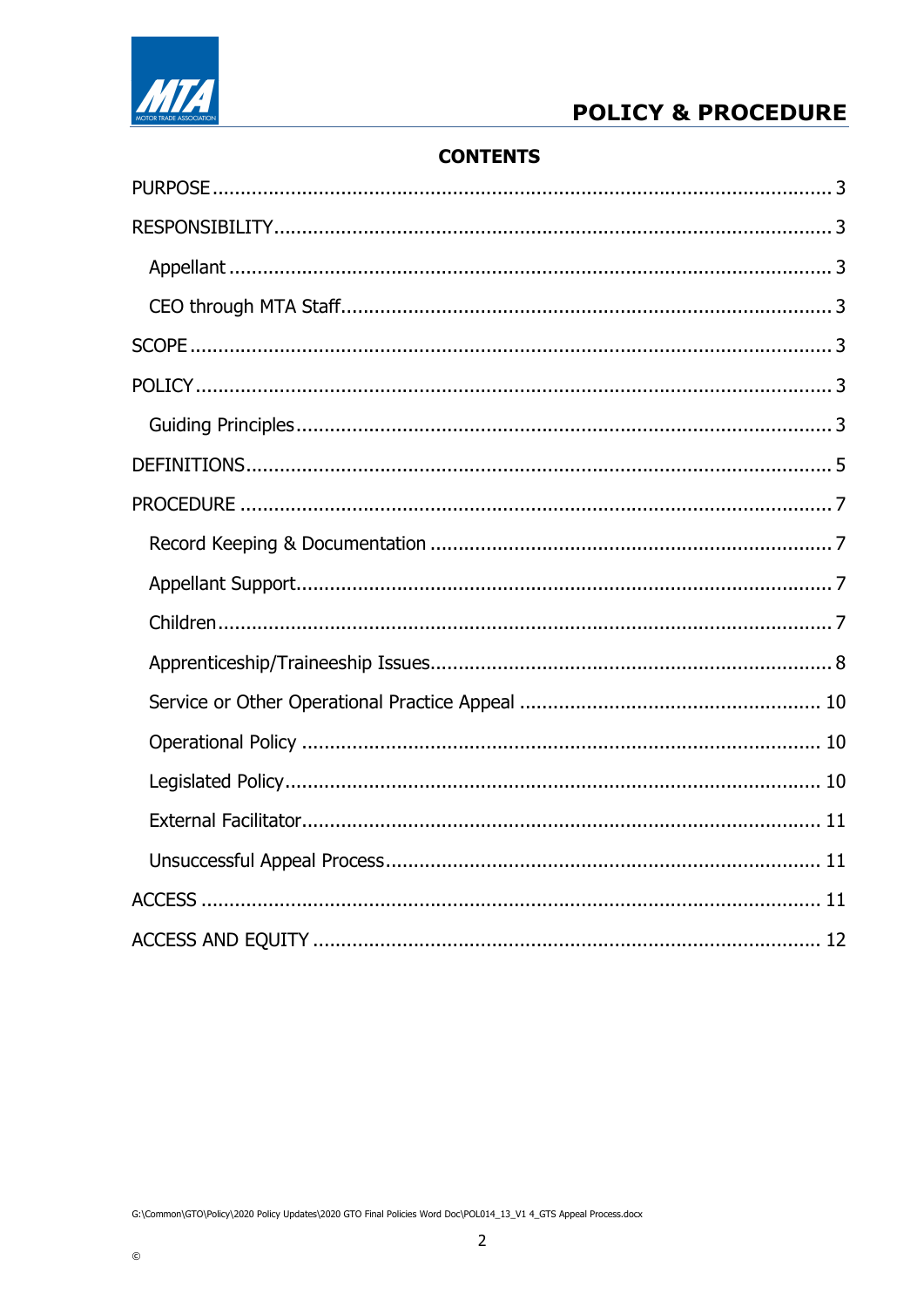## CONTENTS

| | |
|---|---|
| PURPOSE | 3 |
| RESPONSIBILITY | 3 |
| Appellant | 3 |
| CEO through MTA Staff | 3 |
| SCOPE | 3 |
| POLICY | 3 |
| Guiding Principles | 3 |
| DEFINITIONS | 5 |
| PROCEDURE | 7 |
| Record Keeping & Documentation | 7 |
| Appellant Support | 7 |
| Children | 7 |
| Apprenticeship/Traineeship Issues | 8 |
| Service or Other Operational Practice Appeal | 10 |
| Operational Policy | 10 |
| Legislated Policy | 10 |
| External Facilitator | 11 |
| Unsuccessful Appeal Process | 11 |
| ACCESS | 11 |
| ACCESS AND EQUITY | 12 |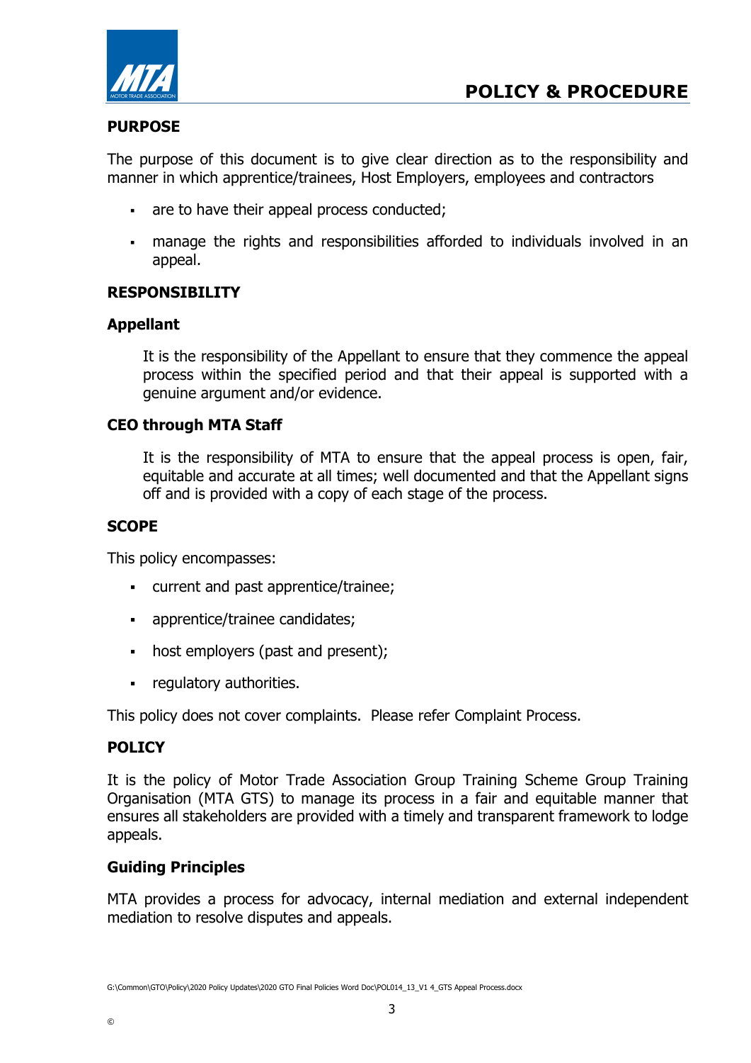## PURPOSE

The purpose of this document is to give clear direction as to the responsibility and manner in which apprentice/trainees, Host Employers, employees and contractors

- are to have their appeal process conducted;
- manage the rights and responsibilities afforded to individuals involved in an appeal.

## RESPONSIBILITY

### Appellant

It is the responsibility of the Appellant to ensure that they commence the appeal process within the specified period and that their appeal is supported with a genuine argument and/or evidence.

### CEO through MTA Staff

It is the responsibility of MTA to ensure that the appeal process is open, fair, equitable and accurate at all times; well documented and that the Appellant signs off and is provided with a copy of each stage of the process.

## SCOPE

This policy encompasses:

- current and past apprentice/trainee;
- apprentice/trainee candidates;
- host employers (past and present);
- regulatory authorities.

This policy does not cover complaints. Please refer Complaint Process.

## POLICY

It is the policy of Motor Trade Association Group Training Scheme Group Training Organisation (MTA GTS) to manage its process in a fair and equitable manner that ensures all stakeholders are provided with a timely and transparent framework to lodge appeals.

### Guiding Principles

MTA provides a process for advocacy, internal mediation and external independent mediation to resolve disputes and appeals.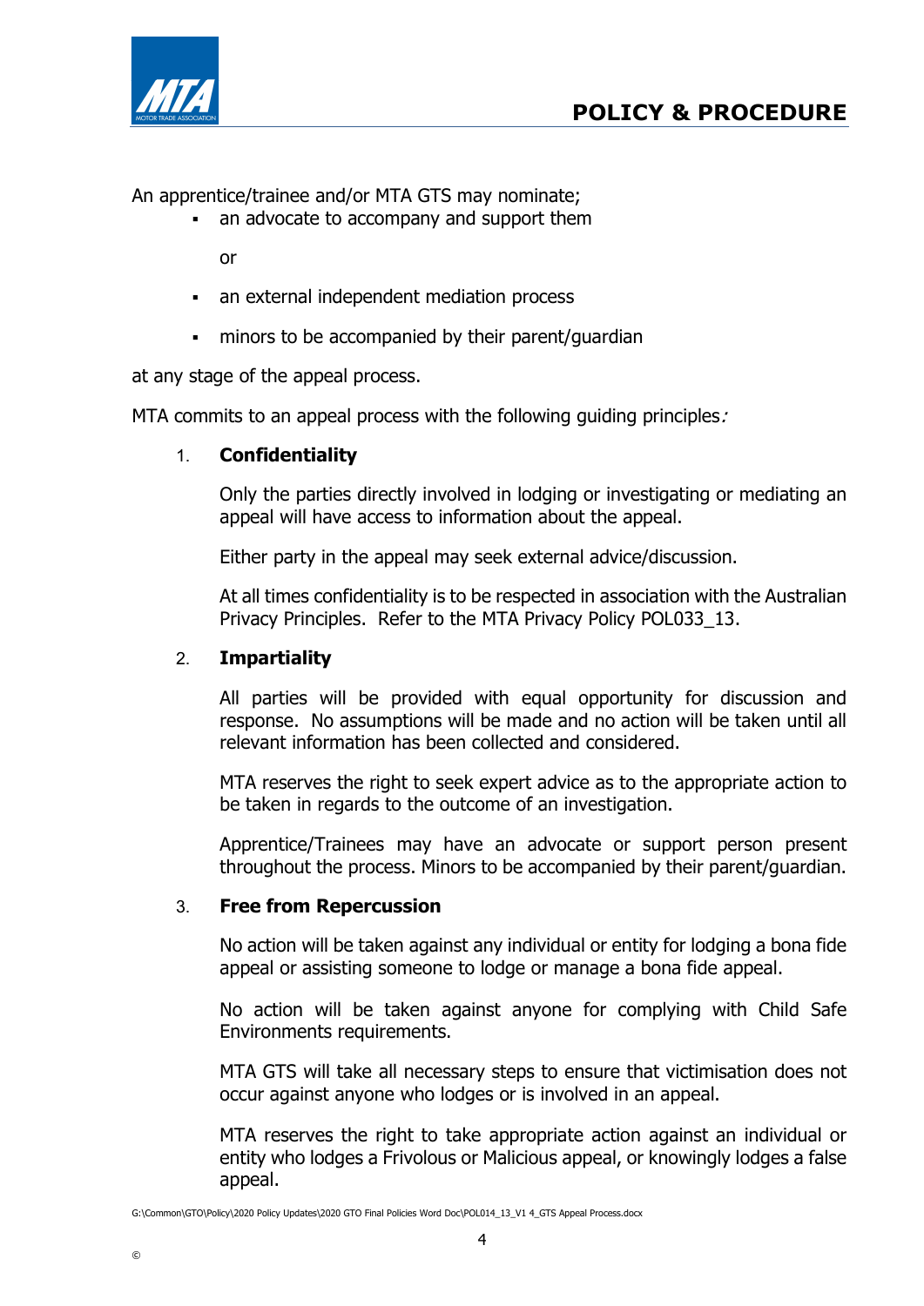An apprentice/trainee and/or MTA GTS may nominate;

- an advocate to accompany and support them

  or

- an external independent mediation process
- minors to be accompanied by their parent/guardian

at any stage of the appeal process.

MTA commits to an appeal process with the following guiding principles:

1. **Confidentiality**

   Only the parties directly involved in lodging or investigating or mediating an appeal will have access to information about the appeal.

   Either party in the appeal may seek external advice/discussion.

   At all times confidentiality is to be respected in association with the Australian Privacy Principles. Refer to the MTA Privacy Policy POL033_13.

2. **Impartiality**

   All parties will be provided with equal opportunity for discussion and response. No assumptions will be made and no action will be taken until all relevant information has been collected and considered.

   MTA reserves the right to seek expert advice as to the appropriate action to be taken in regards to the outcome of an investigation.

   Apprentice/Trainees may have an advocate or support person present throughout the process. Minors to be accompanied by their parent/guardian.

3. **Free from Repercussion**

   No action will be taken against any individual or entity for lodging a bona fide appeal or assisting someone to lodge or manage a bona fide appeal.

   No action will be taken against anyone for complying with Child Safe Environments requirements.

   MTA GTS will take all necessary steps to ensure that victimisation does not occur against anyone who lodges or is involved in an appeal.

   MTA reserves the right to take appropriate action against an individual or entity who lodges a Frivolous or Malicious appeal, or knowingly lodges a false appeal.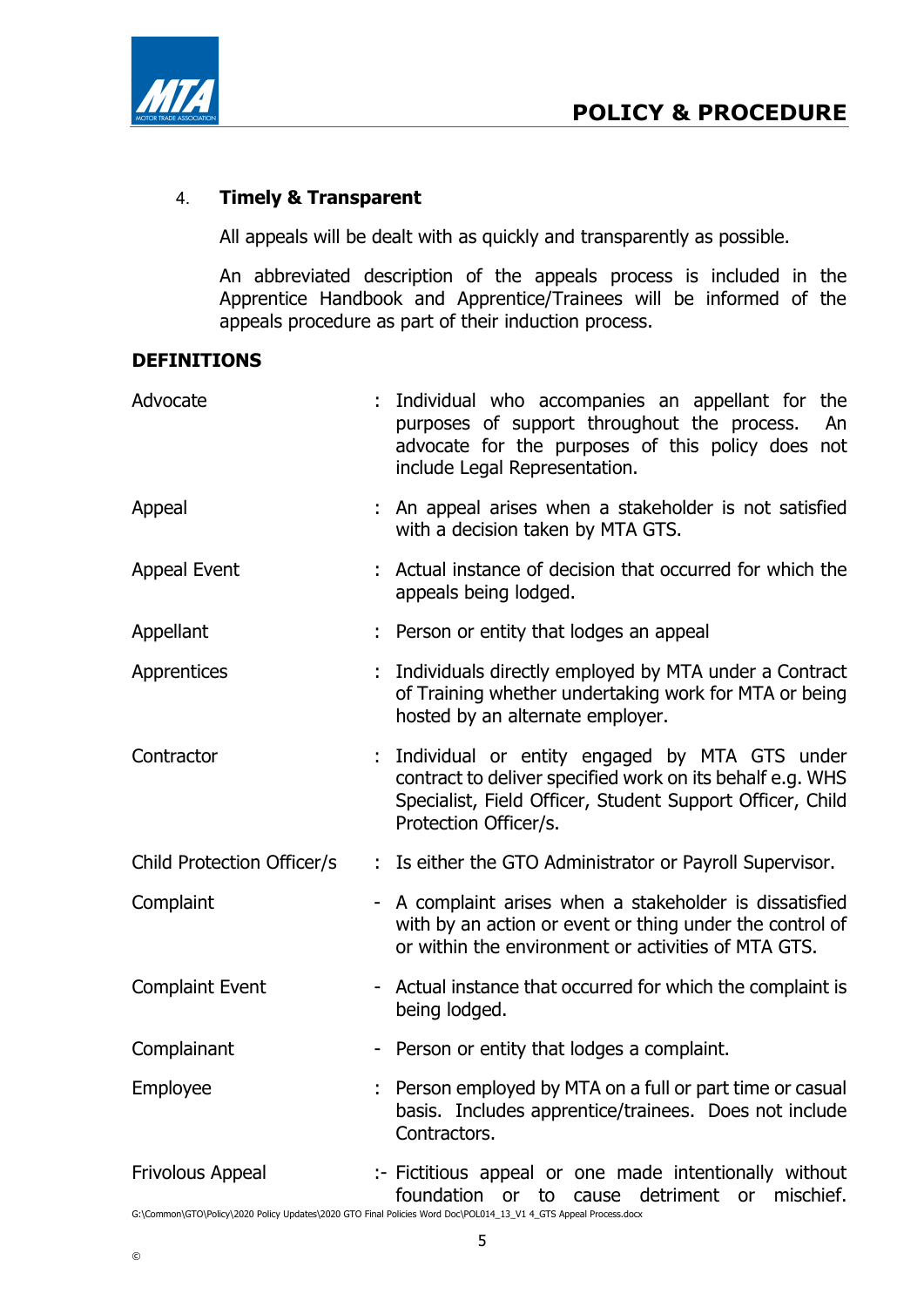4. **Timely & Transparent**

All appeals will be dealt with as quickly and transparently as possible.

An abbreviated description of the appeals process is included in the Apprentice Handbook and Apprentice/Trainees will be informed of the appeals procedure as part of their induction process.

**DEFINITIONS**

| Term | | Definition |
|---|---|---|
| Advocate | : | Individual who accompanies an appellant for the purposes of support throughout the process. An advocate for the purposes of this policy does not include Legal Representation. |
| Appeal | : | An appeal arises when a stakeholder is not satisfied with a decision taken by MTA GTS. |
| Appeal Event | : | Actual instance of decision that occurred for which the appeals being lodged. |
| Appellant | : | Person or entity that lodges an appeal |
| Apprentices | : | Individuals directly employed by MTA under a Contract of Training whether undertaking work for MTA or being hosted by an alternate employer. |
| Contractor | : | Individual or entity engaged by MTA GTS under contract to deliver specified work on its behalf e.g. WHS Specialist, Field Officer, Student Support Officer, Child Protection Officer/s. |
| Child Protection Officer/s | : | Is either the GTO Administrator or Payroll Supervisor. |
| Complaint | - | A complaint arises when a stakeholder is dissatisfied with by an action or event or thing under the control of or within the environment or activities of MTA GTS. |
| Complaint Event | - | Actual instance that occurred for which the complaint is being lodged. |
| Complainant | - | Person or entity that lodges a complaint. |
| Employee | : | Person employed by MTA on a full or part time or casual basis. Includes apprentice/trainees. Does not include Contractors. |
| Frivolous Appeal | :- | Fictitious appeal or one made intentionally without foundation or to cause detriment or mischief. |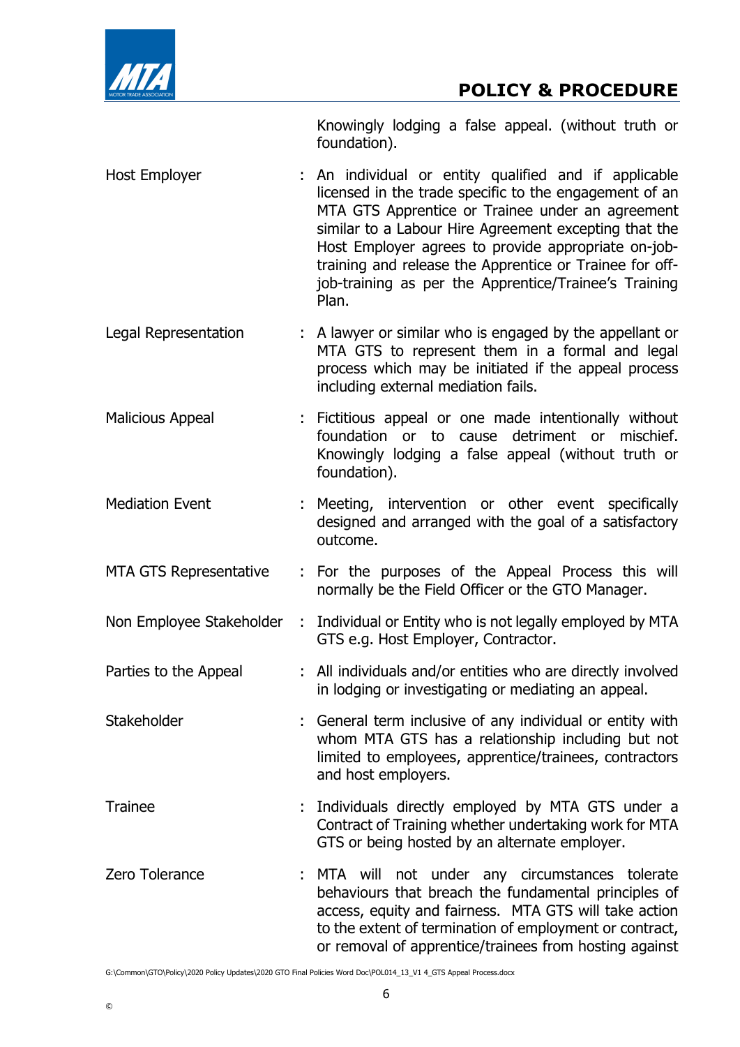| | | |
|---|---|---|
| | | Knowingly lodging a false appeal. (without truth or foundation). |
| Host Employer | : | An individual or entity qualified and if applicable licensed in the trade specific to the engagement of an MTA GTS Apprentice or Trainee under an agreement similar to a Labour Hire Agreement excepting that the Host Employer agrees to provide appropriate on-job-training and release the Apprentice or Trainee for off-job-training as per the Apprentice/Trainee's Training Plan. |
| Legal Representation | : | A lawyer or similar who is engaged by the appellant or MTA GTS to represent them in a formal and legal process which may be initiated if the appeal process including external mediation fails. |
| Malicious Appeal | : | Fictitious appeal or one made intentionally without foundation or to cause detriment or mischief. Knowingly lodging a false appeal (without truth or foundation). |
| Mediation Event | : | Meeting, intervention or other event specifically designed and arranged with the goal of a satisfactory outcome. |
| MTA GTS Representative | : | For the purposes of the Appeal Process this will normally be the Field Officer or the GTO Manager. |
| Non Employee Stakeholder | : | Individual or Entity who is not legally employed by MTA GTS e.g. Host Employer, Contractor. |
| Parties to the Appeal | : | All individuals and/or entities who are directly involved in lodging or investigating or mediating an appeal. |
| Stakeholder | : | General term inclusive of any individual or entity with whom MTA GTS has a relationship including but not limited to employees, apprentice/trainees, contractors and host employers. |
| Trainee | : | Individuals directly employed by MTA GTS under a Contract of Training whether undertaking work for MTA GTS or being hosted by an alternate employer. |
| Zero Tolerance | : | MTA will not under any circumstances tolerate behaviours that breach the fundamental principles of access, equity and fairness. MTA GTS will take action to the extent of termination of employment or contract, or removal of apprentice/trainees from hosting against |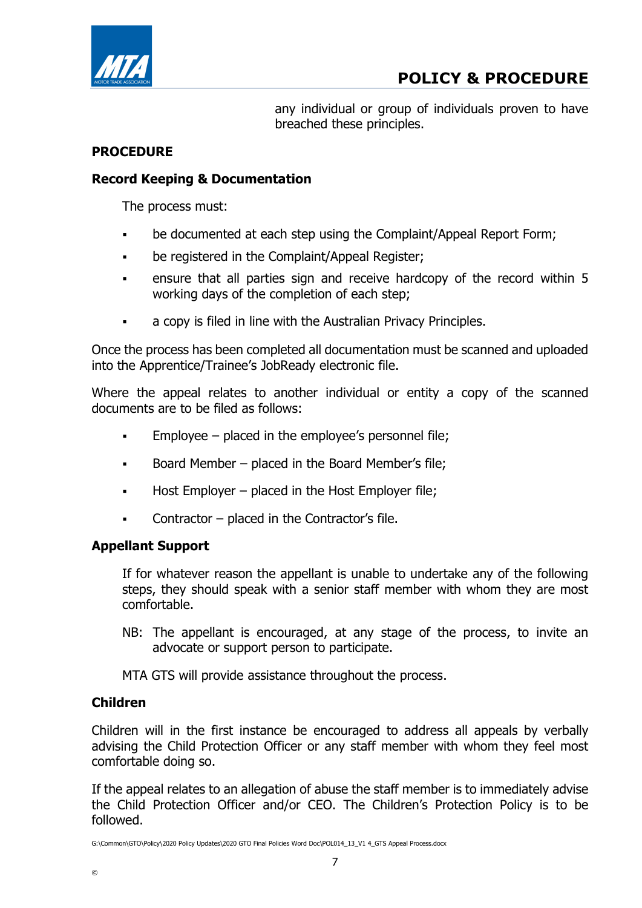any individual or group of individuals proven to have breached these principles.

## PROCEDURE

### Record Keeping & Documentation

The process must:

- be documented at each step using the Complaint/Appeal Report Form;
- be registered in the Complaint/Appeal Register;
- ensure that all parties sign and receive hardcopy of the record within 5 working days of the completion of each step;
- a copy is filed in line with the Australian Privacy Principles.

Once the process has been completed all documentation must be scanned and uploaded into the Apprentice/Trainee's JobReady electronic file.

Where the appeal relates to another individual or entity a copy of the scanned documents are to be filed as follows:

- Employee – placed in the employee's personnel file;
- Board Member – placed in the Board Member's file;
- Host Employer – placed in the Host Employer file;
- Contractor – placed in the Contractor's file.

### Appellant Support

If for whatever reason the appellant is unable to undertake any of the following steps, they should speak with a senior staff member with whom they are most comfortable.

NB: The appellant is encouraged, at any stage of the process, to invite an advocate or support person to participate.

MTA GTS will provide assistance throughout the process.

### Children

Children will in the first instance be encouraged to address all appeals by verbally advising the Child Protection Officer or any staff member with whom they feel most comfortable doing so.

If the appeal relates to an allegation of abuse the staff member is to immediately advise the Child Protection Officer and/or CEO. The Children's Protection Policy is to be followed.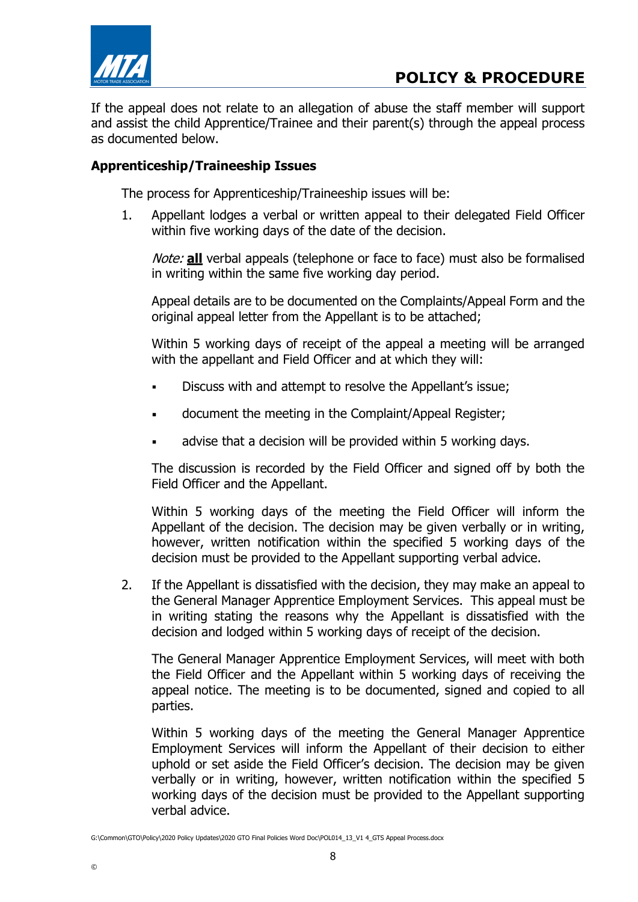If the appeal does not relate to an allegation of abuse the staff member will support and assist the child Apprentice/Trainee and their parent(s) through the appeal process as documented below.

**Apprenticeship/Traineeship Issues**

The process for Apprenticeship/Traineeship issues will be:

1. Appellant lodges a verbal or written appeal to their delegated Field Officer within five working days of the date of the decision.

   *Note:* **<u>all</u>** verbal appeals (telephone or face to face) must also be formalised in writing within the same five working day period.

   Appeal details are to be documented on the Complaints/Appeal Form and the original appeal letter from the Appellant is to be attached;

   Within 5 working days of receipt of the appeal a meeting will be arranged with the appellant and Field Officer and at which they will:

   - Discuss with and attempt to resolve the Appellant's issue;
   - document the meeting in the Complaint/Appeal Register;
   - advise that a decision will be provided within 5 working days.

   The discussion is recorded by the Field Officer and signed off by both the Field Officer and the Appellant.

   Within 5 working days of the meeting the Field Officer will inform the Appellant of the decision. The decision may be given verbally or in writing, however, written notification within the specified 5 working days of the decision must be provided to the Appellant supporting verbal advice.

2. If the Appellant is dissatisfied with the decision, they may make an appeal to the General Manager Apprentice Employment Services. This appeal must be in writing stating the reasons why the Appellant is dissatisfied with the decision and lodged within 5 working days of receipt of the decision.

   The General Manager Apprentice Employment Services, will meet with both the Field Officer and the Appellant within 5 working days of receiving the appeal notice. The meeting is to be documented, signed and copied to all parties.

   Within 5 working days of the meeting the General Manager Apprentice Employment Services will inform the Appellant of their decision to either uphold or set aside the Field Officer's decision. The decision may be given verbally or in writing, however, written notification within the specified 5 working days of the decision must be provided to the Appellant supporting verbal advice.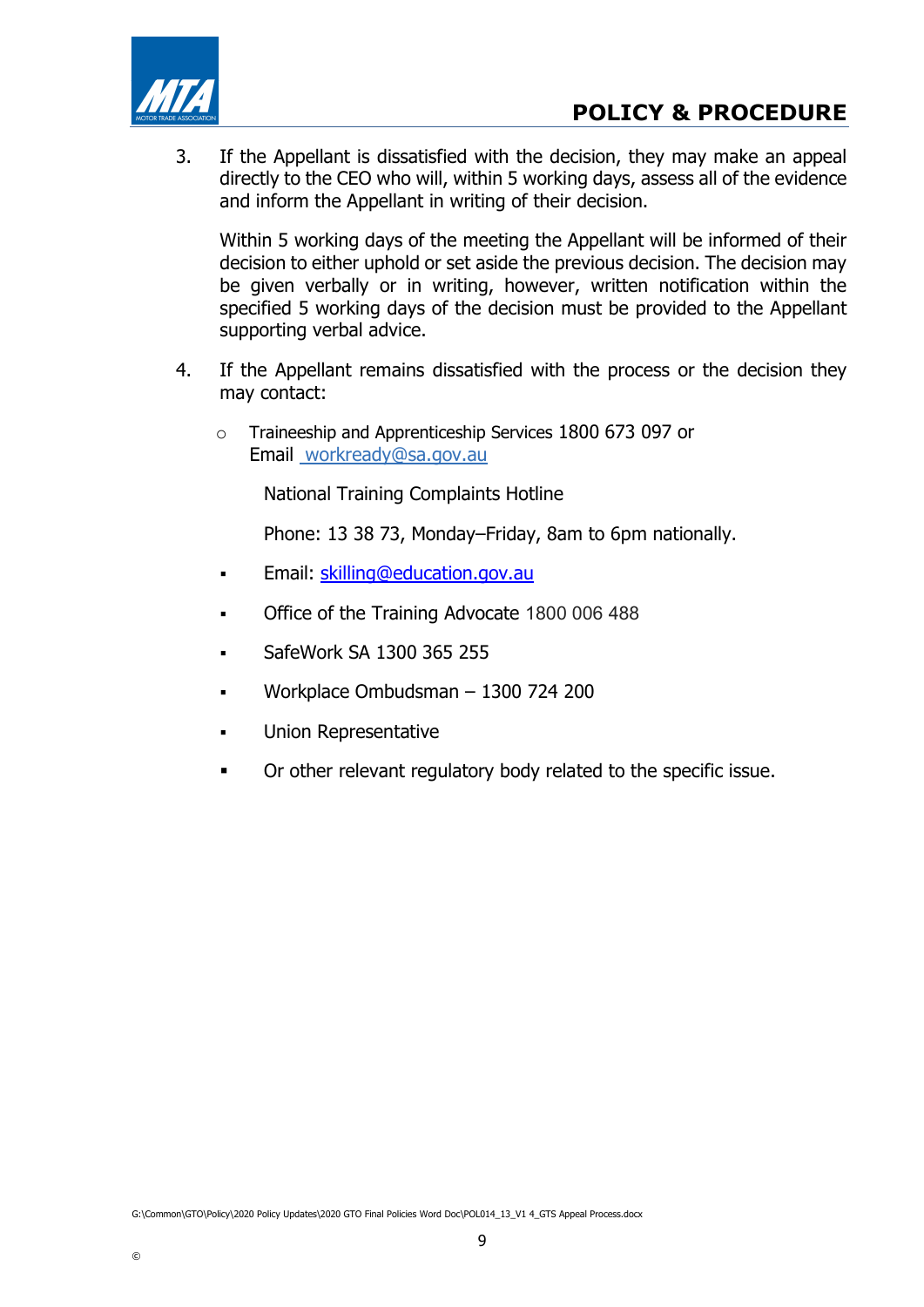3. If the Appellant is dissatisfied with the decision, they may make an appeal directly to the CEO who will, within 5 working days, assess all of the evidence and inform the Appellant in writing of their decision.

   Within 5 working days of the meeting the Appellant will be informed of their decision to either uphold or set aside the previous decision. The decision may be given verbally or in writing, however, written notification within the specified 5 working days of the decision must be provided to the Appellant supporting verbal advice.

4. If the Appellant remains dissatisfied with the process or the decision they may contact:

   - Traineeship and Apprenticeship Services 1800 673 097 or Email workready@sa.gov.au

     National Training Complaints Hotline

     Phone: 13 38 73, Monday–Friday, 8am to 6pm nationally.

   - Email: skilling@education.gov.au
   - Office of the Training Advocate 1800 006 488
   - SafeWork SA 1300 365 255
   - Workplace Ombudsman – 1300 724 200
   - Union Representative
   - Or other relevant regulatory body related to the specific issue.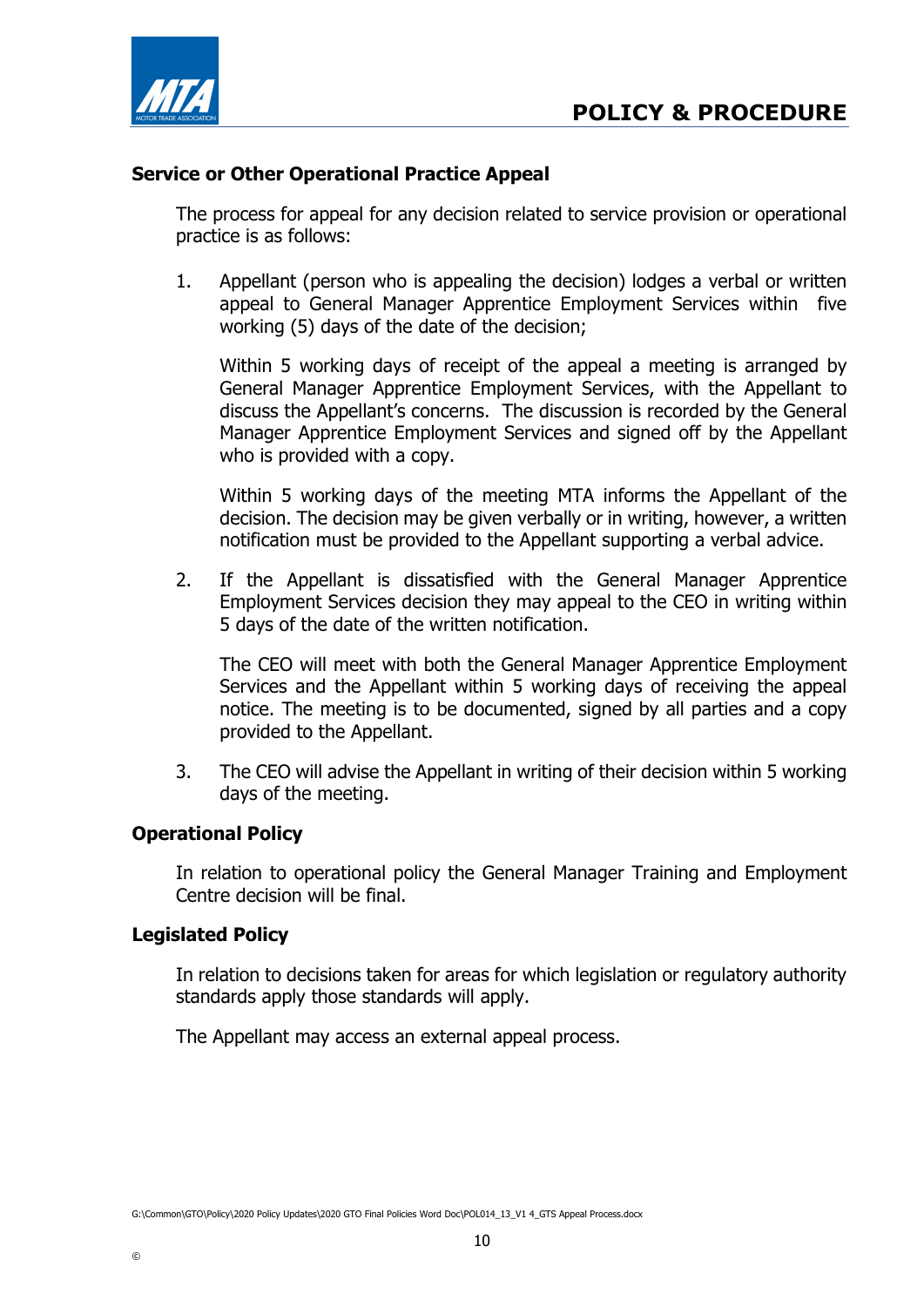## Service or Other Operational Practice Appeal

The process for appeal for any decision related to service provision or operational practice is as follows:

1. Appellant (person who is appealing the decision) lodges a verbal or written appeal to General Manager Apprentice Employment Services within five working (5) days of the date of the decision;

   Within 5 working days of receipt of the appeal a meeting is arranged by General Manager Apprentice Employment Services, with the Appellant to discuss the Appellant's concerns. The discussion is recorded by the General Manager Apprentice Employment Services and signed off by the Appellant who is provided with a copy.

   Within 5 working days of the meeting MTA informs the Appellant of the decision. The decision may be given verbally or in writing, however, a written notification must be provided to the Appellant supporting a verbal advice.

2. If the Appellant is dissatisfied with the General Manager Apprentice Employment Services decision they may appeal to the CEO in writing within 5 days of the date of the written notification.

   The CEO will meet with both the General Manager Apprentice Employment Services and the Appellant within 5 working days of receiving the appeal notice. The meeting is to be documented, signed by all parties and a copy provided to the Appellant.

3. The CEO will advise the Appellant in writing of their decision within 5 working days of the meeting.

## Operational Policy

In relation to operational policy the General Manager Training and Employment Centre decision will be final.

## Legislated Policy

In relation to decisions taken for areas for which legislation or regulatory authority standards apply those standards will apply.

The Appellant may access an external appeal process.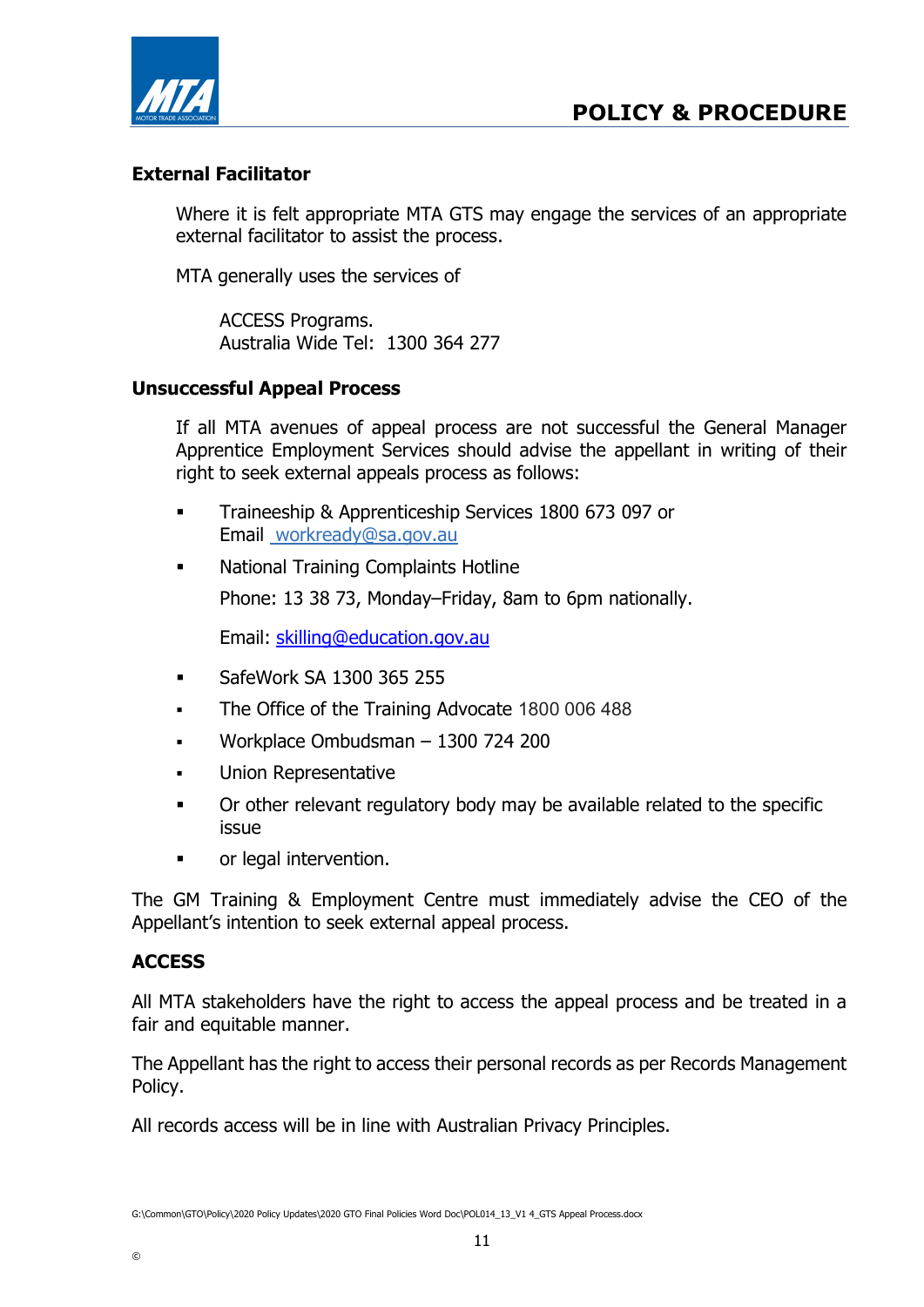### External Facilitator

Where it is felt appropriate MTA GTS may engage the services of an appropriate external facilitator to assist the process.

MTA generally uses the services of

ACCESS Programs.
Australia Wide Tel: 1300 364 277

### Unsuccessful Appeal Process

If all MTA avenues of appeal process are not successful the General Manager Apprentice Employment Services should advise the appellant in writing of their right to seek external appeals process as follows:

- Traineeship & Apprenticeship Services 1800 673 097 or Email workready@sa.gov.au
- National Training Complaints Hotline

  Phone: 13 38 73, Monday–Friday, 8am to 6pm nationally.

  Email: skilling@education.gov.au
- SafeWork SA 1300 365 255
- The Office of the Training Advocate 1800 006 488
- Workplace Ombudsman – 1300 724 200
- Union Representative
- Or other relevant regulatory body may be available related to the specific issue
- or legal intervention.

The GM Training & Employment Centre must immediately advise the CEO of the Appellant's intention to seek external appeal process.

### ACCESS

All MTA stakeholders have the right to access the appeal process and be treated in a fair and equitable manner.

The Appellant has the right to access their personal records as per Records Management Policy.

All records access will be in line with Australian Privacy Principles.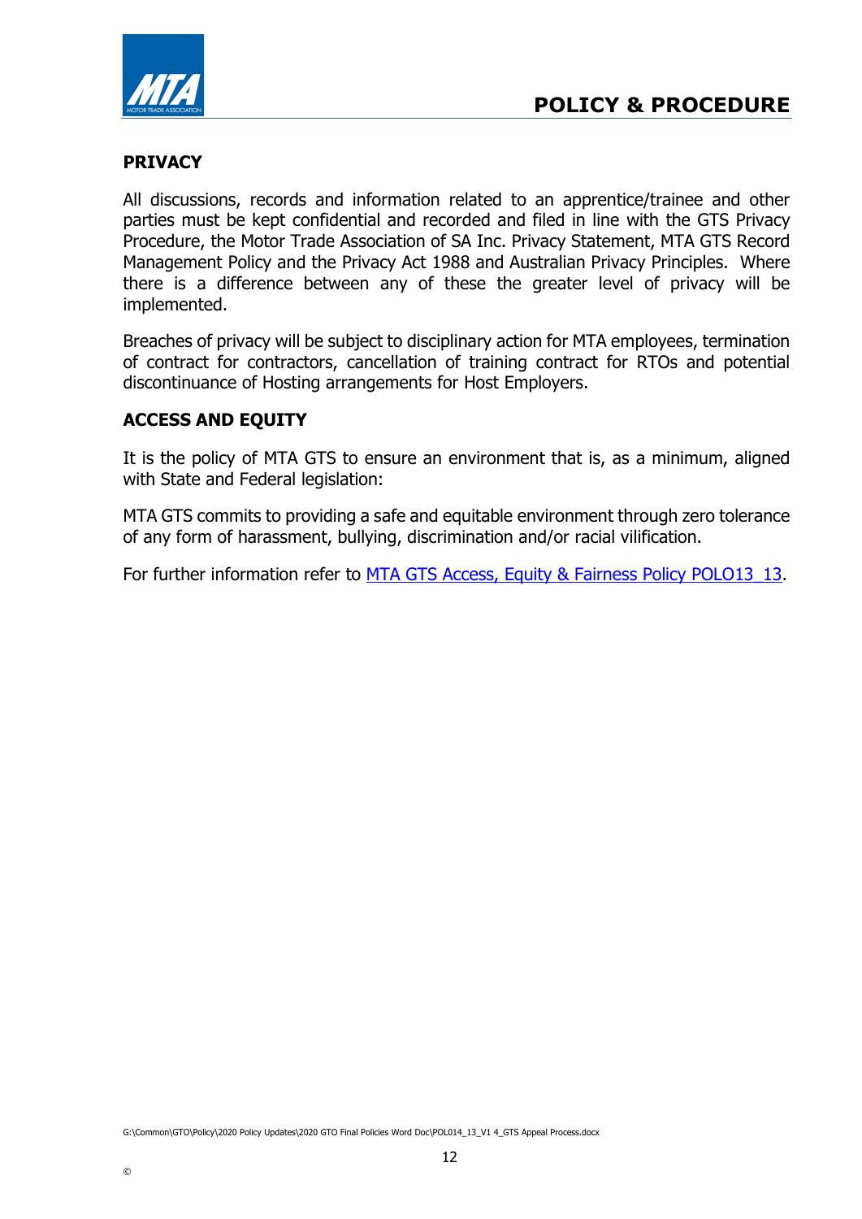## PRIVACY

All discussions, records and information related to an apprentice/trainee and other parties must be kept confidential and recorded and filed in line with the GTS Privacy Procedure, the Motor Trade Association of SA Inc. Privacy Statement, MTA GTS Record Management Policy and the Privacy Act 1988 and Australian Privacy Principles. Where there is a difference between any of these the greater level of privacy will be implemented.

Breaches of privacy will be subject to disciplinary action for MTA employees, termination of contract for contractors, cancellation of training contract for RTOs and potential discontinuance of Hosting arrangements for Host Employers.

## ACCESS AND EQUITY

It is the policy of MTA GTS to ensure an environment that is, as a minimum, aligned with State and Federal legislation:

MTA GTS commits to providing a safe and equitable environment through zero tolerance of any form of harassment, bullying, discrimination and/or racial vilification.

For further information refer to MTA GTS Access, Equity & Fairness Policy POLO13_13.